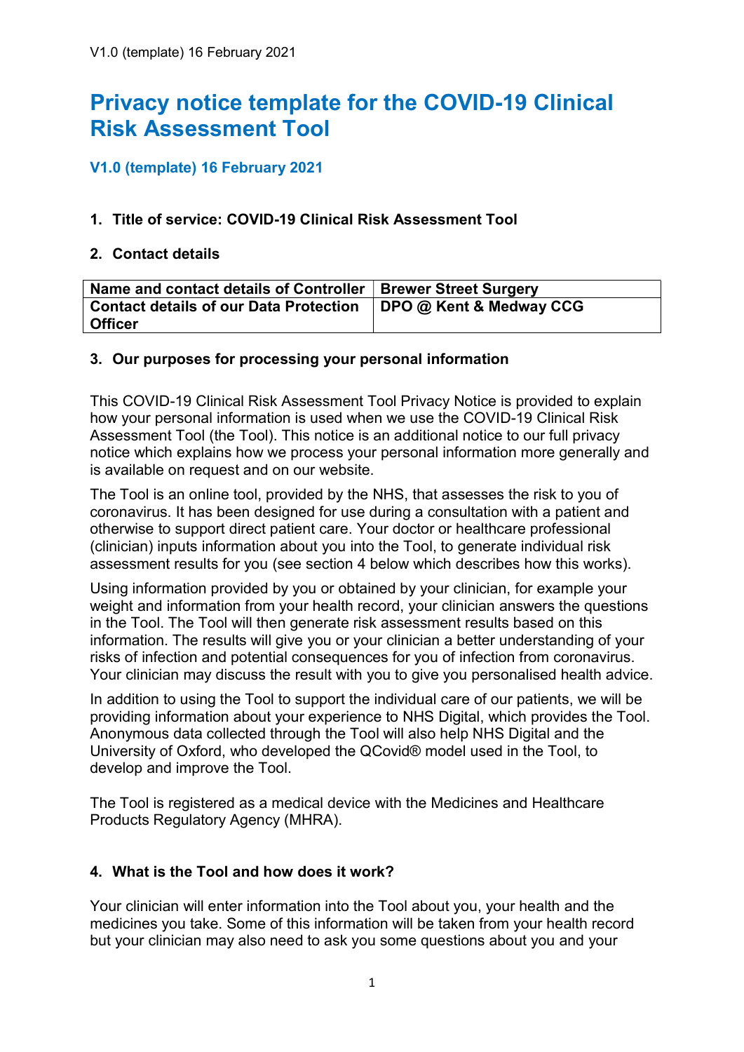V1.0 (template) 16 February 2021

# Privacy notice template for the COVID-19 Clinical Risk Assessment Tool

### V1.0 (template) 16 February 2021

1. **Title of service: COVID-19 Clinical Risk Assessment Tool**

2. **Contact details**

| Name and contact details of Controller | Brewer Street Surgery |
|---|---|
| **Contact details of our Data Protection Officer** | **DPO @ Kent & Medway CCG** |

3. **Our purposes for processing your personal information**

This COVID-19 Clinical Risk Assessment Tool Privacy Notice is provided to explain how your personal information is used when we use the COVID-19 Clinical Risk Assessment Tool (the Tool). This notice is an additional notice to our full privacy notice which explains how we process your personal information more generally and is available on request and on our website.

The Tool is an online tool, provided by the NHS, that assesses the risk to you of coronavirus. It has been designed for use during a consultation with a patient and otherwise to support direct patient care. Your doctor or healthcare professional (clinician) inputs information about you into the Tool, to generate individual risk assessment results for you (see section 4 below which describes how this works).

Using information provided by you or obtained by your clinician, for example your weight and information from your health record, your clinician answers the questions in the Tool. The Tool will then generate risk assessment results based on this information. The results will give you or your clinician a better understanding of your risks of infection and potential consequences for you of infection from coronavirus. Your clinician may discuss the result with you to give you personalised health advice.

In addition to using the Tool to support the individual care of our patients, we will be providing information about your experience to NHS Digital, which provides the Tool. Anonymous data collected through the Tool will also help NHS Digital and the University of Oxford, who developed the QCovid® model used in the Tool, to develop and improve the Tool.

The Tool is registered as a medical device with the Medicines and Healthcare Products Regulatory Agency (MHRA).

4. **What is the Tool and how does it work?**

Your clinician will enter information into the Tool about you, your health and the medicines you take. Some of this information will be taken from your health record but your clinician may also need to ask you some questions about you and your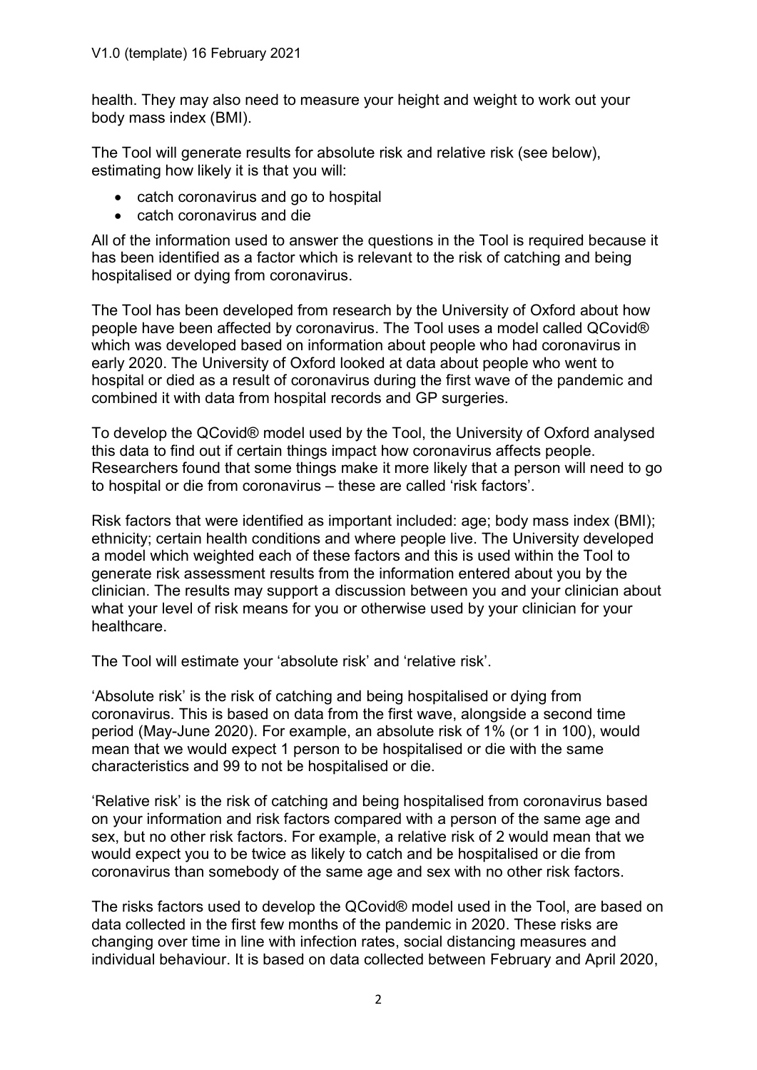health. They may also need to measure your height and weight to work out your body mass index (BMI).

The Tool will generate results for absolute risk and relative risk (see below), estimating how likely it is that you will:

- catch coronavirus and go to hospital
- catch coronavirus and die

All of the information used to answer the questions in the Tool is required because it has been identified as a factor which is relevant to the risk of catching and being hospitalised or dying from coronavirus.

The Tool has been developed from research by the University of Oxford about how people have been affected by coronavirus. The Tool uses a model called QCovid® which was developed based on information about people who had coronavirus in early 2020. The University of Oxford looked at data about people who went to hospital or died as a result of coronavirus during the first wave of the pandemic and combined it with data from hospital records and GP surgeries.

To develop the QCovid® model used by the Tool, the University of Oxford analysed this data to find out if certain things impact how coronavirus affects people. Researchers found that some things make it more likely that a person will need to go to hospital or die from coronavirus – these are called 'risk factors'.

Risk factors that were identified as important included: age; body mass index (BMI); ethnicity; certain health conditions and where people live. The University developed a model which weighted each of these factors and this is used within the Tool to generate risk assessment results from the information entered about you by the clinician. The results may support a discussion between you and your clinician about what your level of risk means for you or otherwise used by your clinician for your healthcare.

The Tool will estimate your 'absolute risk' and 'relative risk'.

'Absolute risk' is the risk of catching and being hospitalised or dying from coronavirus. This is based on data from the first wave, alongside a second time period (May-June 2020). For example, an absolute risk of 1% (or 1 in 100), would mean that we would expect 1 person to be hospitalised or die with the same characteristics and 99 to not be hospitalised or die.

'Relative risk' is the risk of catching and being hospitalised from coronavirus based on your information and risk factors compared with a person of the same age and sex, but no other risk factors. For example, a relative risk of 2 would mean that we would expect you to be twice as likely to catch and be hospitalised or die from coronavirus than somebody of the same age and sex with no other risk factors.

The risks factors used to develop the QCovid® model used in the Tool, are based on data collected in the first few months of the pandemic in 2020. These risks are changing over time in line with infection rates, social distancing measures and individual behaviour. It is based on data collected between February and April 2020,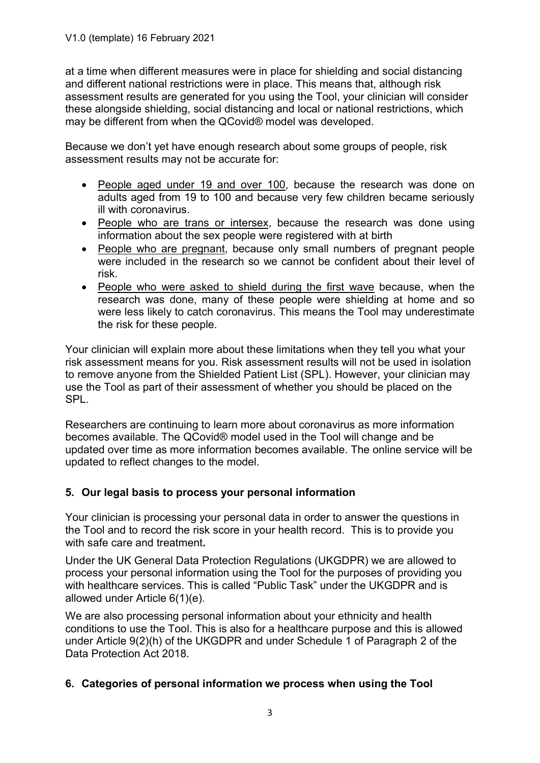at a time when different measures were in place for shielding and social distancing and different national restrictions were in place. This means that, although risk assessment results are generated for you using the Tool, your clinician will consider these alongside shielding, social distancing and local or national restrictions, which may be different from when the QCovid® model was developed.

Because we don't yet have enough research about some groups of people, risk assessment results may not be accurate for:

- People aged under 19 and over 100, because the research was done on adults aged from 19 to 100 and because very few children became seriously ill with coronavirus.
- People who are trans or intersex, because the research was done using information about the sex people were registered with at birth
- People who are pregnant, because only small numbers of pregnant people were included in the research so we cannot be confident about their level of risk.
- People who were asked to shield during the first wave because, when the research was done, many of these people were shielding at home and so were less likely to catch coronavirus. This means the Tool may underestimate the risk for these people.

Your clinician will explain more about these limitations when they tell you what your risk assessment means for you. Risk assessment results will not be used in isolation to remove anyone from the Shielded Patient List (SPL). However, your clinician may use the Tool as part of their assessment of whether you should be placed on the SPL.

Researchers are continuing to learn more about coronavirus as more information becomes available. The QCovid® model used in the Tool will change and be updated over time as more information becomes available. The online service will be updated to reflect changes to the model.

## 5. Our legal basis to process your personal information

Your clinician is processing your personal data in order to answer the questions in the Tool and to record the risk score in your health record. This is to provide you with safe care and treatment**.**

Under the UK General Data Protection Regulations (UKGDPR) we are allowed to process your personal information using the Tool for the purposes of providing you with healthcare services. This is called "Public Task" under the UKGDPR and is allowed under Article 6(1)(e).

We are also processing personal information about your ethnicity and health conditions to use the Tool. This is also for a healthcare purpose and this is allowed under Article 9(2)(h) of the UKGDPR and under Schedule 1 of Paragraph 2 of the Data Protection Act 2018.

## 6. Categories of personal information we process when using the Tool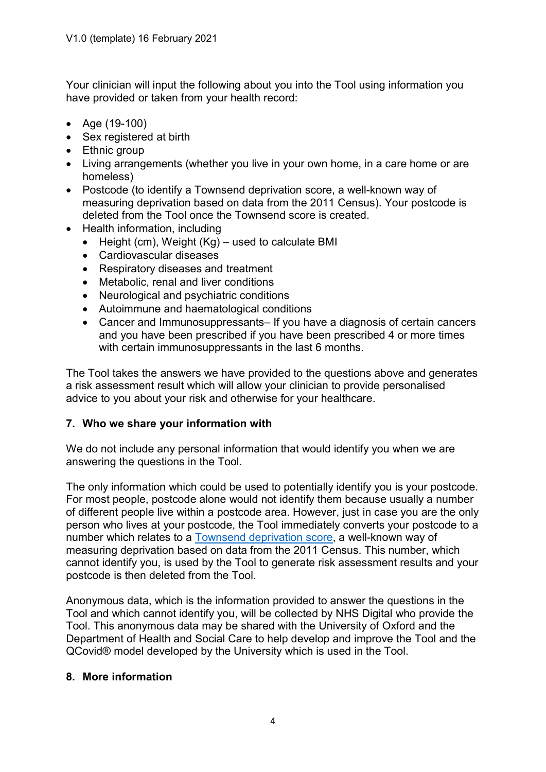Your clinician will input the following about you into the Tool using information you have provided or taken from your health record:

- Age (19-100)
- Sex registered at birth
- Ethnic group
- Living arrangements (whether you live in your own home, in a care home or are homeless)
- Postcode (to identify a Townsend deprivation score, a well-known way of measuring deprivation based on data from the 2011 Census). Your postcode is deleted from the Tool once the Townsend score is created.
- Health information, including
  - Height (cm), Weight (Kg) – used to calculate BMI
  - Cardiovascular diseases
  - Respiratory diseases and treatment
  - Metabolic, renal and liver conditions
  - Neurological and psychiatric conditions
  - Autoimmune and haematological conditions
  - Cancer and Immunosuppressants– If you have a diagnosis of certain cancers and you have been prescribed if you have been prescribed 4 or more times with certain immunosuppressants in the last 6 months.

The Tool takes the answers we have provided to the questions above and generates a risk assessment result which will allow your clinician to provide personalised advice to you about your risk and otherwise for your healthcare.

## 7. Who we share your information with

We do not include any personal information that would identify you when we are answering the questions in the Tool.

The only information which could be used to potentially identify you is your postcode. For most people, postcode alone would not identify them because usually a number of different people live within a postcode area. However, just in case you are the only person who lives at your postcode, the Tool immediately converts your postcode to a number which relates to a Townsend deprivation score, a well-known way of measuring deprivation based on data from the 2011 Census. This number, which cannot identify you, is used by the Tool to generate risk assessment results and your postcode is then deleted from the Tool.

Anonymous data, which is the information provided to answer the questions in the Tool and which cannot identify you, will be collected by NHS Digital who provide the Tool. This anonymous data may be shared with the University of Oxford and the Department of Health and Social Care to help develop and improve the Tool and the QCovid® model developed by the University which is used in the Tool.

## 8. More information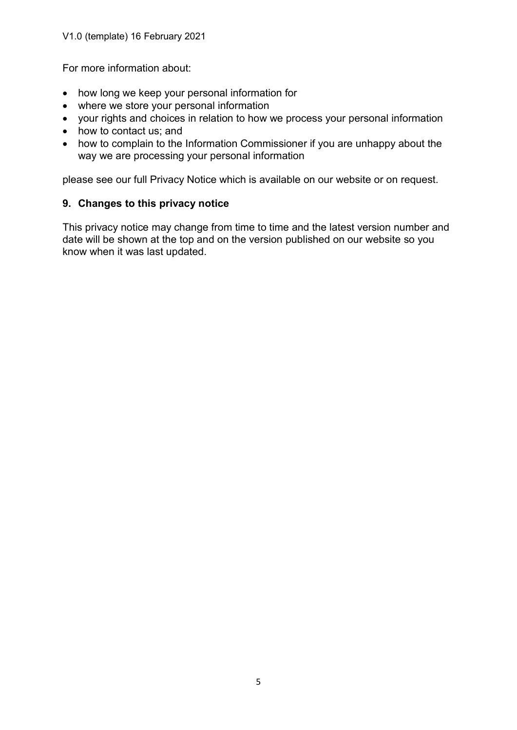For more information about:

- how long we keep your personal information for
- where we store your personal information
- your rights and choices in relation to how we process your personal information
- how to contact us; and
- how to complain to the Information Commissioner if you are unhappy about the way we are processing your personal information

please see our full Privacy Notice which is available on our website or on request.

## 9. Changes to this privacy notice

This privacy notice may change from time to time and the latest version number and date will be shown at the top and on the version published on our website so you know when it was last updated.